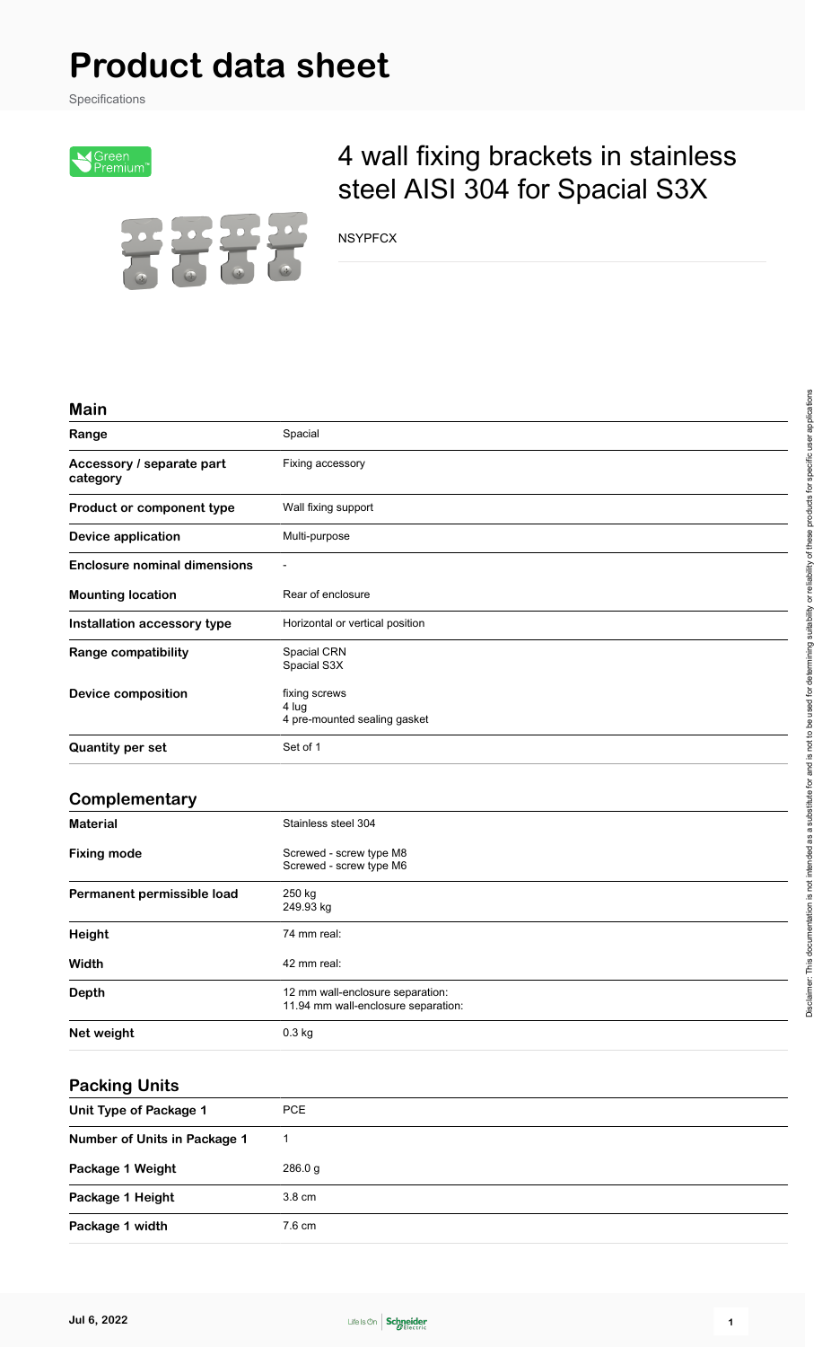# Product data sheet

Specifications

Green Premium™

## 4 wall fixing brackets in stainless steel AISI 304 for Spacial S3X

NYSPFCX

### Main

| | |
|---|---|
| **Range** | Spacial |
| **Accessory / separate part category** | Fixing accessory |
| **Product or component type** | Wall fixing support |
| **Device application** | Multi-purpose |
| **Enclosure nominal dimensions** | - |
| **Mounting location** | Rear of enclosure |
| **Installation accessory type** | Horizontal or vertical position |
| **Range compatibility** | Spacial CRN<br>Spacial S3X |
| **Device composition** | fixing screws<br>4 lug<br>4 pre-mounted sealing gasket |
| **Quantity per set** | Set of 1 |

### Complementary

| | |
|---|---|
| **Material** | Stainless steel 304 |
| **Fixing mode** | Screwed - screw type M8<br>Screwed - screw type M6 |
| **Permanent permissible load** | 250 kg<br>249.93 kg |
| **Height** | 74 mm real: |
| **Width** | 42 mm real: |
| **Depth** | 12 mm wall-enclosure separation:<br>11.94 mm wall-enclosure separation: |
| **Net weight** | 0.3 kg |

### Packing Units

| | |
|---|---|
| **Unit Type of Package 1** | PCE |
| **Number of Units in Package 1** | 1 |
| **Package 1 Weight** | 286.0 g |
| **Package 1 Height** | 3.8 cm |
| **Package 1 width** | 7.6 cm |

Disclaimer: This documentation is not intended as a substitute for and is not to be used for determining suitability or reliability of these products for specific user applications

Jul 6, 2022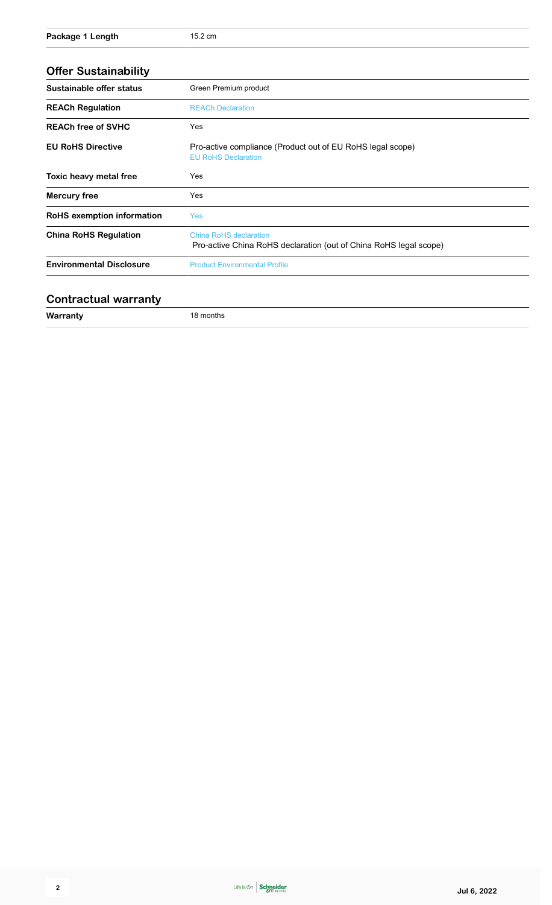| | |
|---|---|
| **Package 1 Length** | 15.2 cm |

## Offer Sustainability

| | |
|---|---|
| **Sustainable offer status** | Green Premium product |
| **REACh Regulation** | REACh Declaration |
| **REACh free of SVHC** | Yes |
| **EU RoHS Directive** | Pro-active compliance (Product out of EU RoHS legal scope)<br>EU RoHS Declaration |
| **Toxic heavy metal free** | Yes |
| **Mercury free** | Yes |
| **RoHS exemption information** | Yes |
| **China RoHS Regulation** | China RoHS declaration<br>Pro-active China RoHS declaration (out of China RoHS legal scope) |
| **Environmental Disclosure** | Product Environmental Profile |

## Contractual warranty

| | |
|---|---|
| **Warranty** | 18 months |